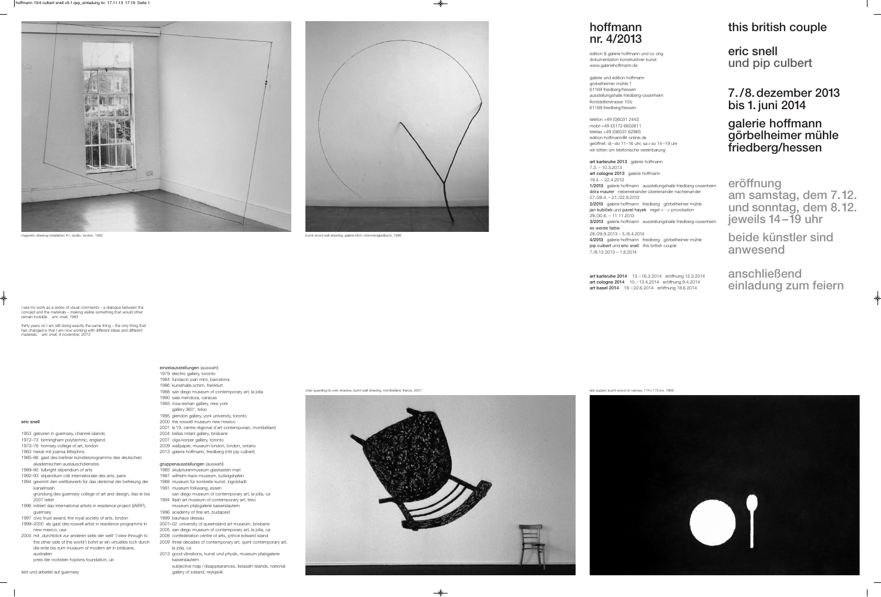magnetic drawing installation #1, studio, london, 1982

burnt wood wall drawing, galerie löhrl, mönchengladbach, 1988

# hoffmann nr. 4/2013

edition & galerie hoffmann und co ohg
dokumentation konstruktiver kunst
www.galeriehoffmann.de

galerie und edition hoffmann
görbelheimer mühle 1
61169 friedberg/hessen
ausstellungshalle friedberg-ossenheim
florstädterstrasse 10 b
61169 friedberg/hessen

telefon +49 (0)6031 2443
mobil +49 (0)172 6602611
telefax +49 (0)6031 62965
edition-hoffmann@t-online.de
geöffnet: di–do 11–16 uhr, sa+so 14–19 uhr
wir bitten um telefonische vereinbarung

**art karlsruhe 2013** galerie hoffmann
7.3. – 10.3.2013
**art cologne 2013** galerie hoffmann
19.4. – 22.4.2013
**1/2013** galerie hoffmann ausstellungshalle friedberg-ossenheim
**dóra maurer** nebeneinander übereinander nacheinander
27./28.4. – 21./22.9.2013
**2/2013** galerie hoffmann friedberg görbelheimer mühle
**jan kubíček** und **pavel hayek** regel <··> provokation
29./30.6. – 11.11.2013
**3/2013** galerie hoffmann ausstellungshalle friedberg-ossenheim
**es werde farbe**
28./29.9.2013 – 5./6.4.2014
**4/2013** galerie hoffmann friedberg görbelheimer mühle
**pip culbert** und **eric snell** this british couple
7./8.12.2013 – 1.6.2014

**art karlsruhe 2014** 13.–16.3.2014 eröffnung 12.3.2014
**art cologne 2014** 10.–13.4.2014 eröffnung 9.4.2014
**art basel 2014** 19.–22.6.2014 eröffnung 18.6.2014

# this british couple

# eric snell und pip culbert

## 7./8. dezember 2013 bis 1. juni 2014

## galerie hoffmann görbelheimer mühle friedberg/hessen

## eröffnung am samstag, dem 7.12. und sonntag, dem 8.12. jeweils 14–19 uhr

## beide künstler sind anwesend

## anschließend einladung zum feiern

I see my work as a series of visual comments – a dialogue between the concept and the materials – making visible something that would other remain invisible. *eric snell, 1983*

thirty years on I am still doing exactly the same thing – the only thing that has changed is that I am now working with different ideas and different materials. *eric snell, 8 november, 2013*

**eric snell**

1953 geboren in guernsey, channel islands
1972–73 birmingham polytechnic, england
1973–76 hornsey college of art, london
1983 heirat mit joanna littlejohns
1985–86 gast des berliner künstlerprogramms des deutschen akademischen austauschdienstes
1989–90 fulbright stipendium of arts
1992–93 stipendium cité internationale des arts, paris
1994 gewinnt den wettbewerb für das denkmal der befreiung der kanalinseln
gründung des guernsey college of art and design, das er bis 2007 leitet
1996 initiiert das international artists in residence project (IAIRP), guernsey
1997 civic trust award, the royal society of arts, london
1999–2000 als gast des roswell artist in residence programms in new mexico, usa
2004 mit ‚durchblick zur anderen seite der welt' ('view through to the other side of the world') bohrt er ein virtuelles loch durch die erde bis zum museum of modern art in brisbane, australien
preis der rootstein hopkins foundation, uk

lebt und arbeitet auf guernsey

**einzelausstellungen** (auswahl)
1979 electric gallery, toronto
1984 fundació joan miró, barcelona
1986 kunsthalle schirn, frankfurt
1988 san diego museum of contemporary art, la jolla
1990 sala mendoza, caracas
1993 rosa esman gallery, new york
gallery 360°, tokio
1995 glendon gallery, york university, toronto
2000 the roswell museum new mexico
2001 le19, centre régional d'art contemporain, montbéliard
2004 bellas milani gallery, brisbane
2007 olga korper gallery, toronto
2009 wallpaper, museum london, london, ontario
2013 galerie hoffmann, friedberg (mit pip culbert)

**gruppenausstellungen** (auswahl)
1985 skulpturenmuseum glaskasten marl
1987 wilhelm-hack-museum, ludwigshafen
1988 museum für konkrete kunst, ingolstadt
1991 museum folkwang, essen
san diego museum of contemporary art, la jolla, ca
1994 flash art museum of contemporary art, trevi
museum pfalzgalerie kaiserslautern
1996 academy of fine art, budapest
1999 bauhaus dessau
2001–02 university of queensland art museum, brisbane
2005 san diego museum of contemporary art, la jolla, ca
2008 confederation centre of arts, prince edward island
2009 three decades of contemporary art, quint contemporary art, la jolla, ca
2013 good vibrations, kunst und physik, museum pfalzgalerie kaiserslautern
subjective map / disappearances, listasafn islands, national gallery of iceland, reykjavik

chair guarding its own shadow, burnt wall drawing, montbéliard, france, 2001

last supper, burnt wood on canvas, 114×170 cm, 1989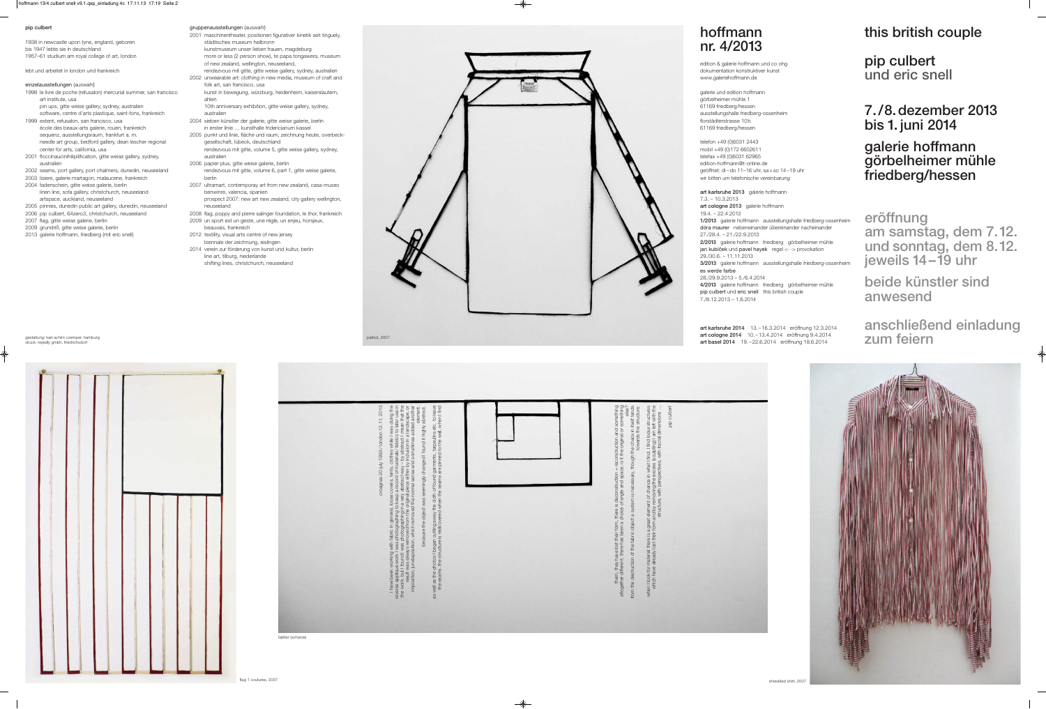## pip culbert

1938 in newcastle upon tyne, england, geboren
bis 1947 lebte sie in deutschland
1957–61 studium am royal college of art, london

lebt und arbeitet in london und frankreich

### einzelausstellungen (auswahl)

1998 le livre de poche (refusalon) mercurial summer, san francisco art institute, usa
pin ups, gitte weise gallery, sydney, australien
software, centre d'arts plastique, saint-fons, frankreich
1999 extent, refusalon, san francisco, usa
école des beaux-arts galerie, rouen, frankreich
sequenz, ausstellungsraum, frankfurt a. m.
needle art group, bedford gallery, dean lescher regional center for arts, california, usa
2001 floccinaucinihilipilification, gitte weise gallery, sydney, australien
2002 seams, port gallery, port chalmers, dunedin, neuseeland
2003 lisiere, galerie martagon, malaucene, frankreich
2004 fadenschein, gitte weise galerie, berlin
linen line, sofa gallery, christchurch, neuseeland
artspace, auckland, neuseeland
2005 pinnies, dunedin public art gallery, dunedin, neuseeland
2006 pip culbert, 64zero3, christchurch, neuseeland
2007 flag, gitte weise galerie, berlin
2009 grundriß, gitte weise galerie, berlin
2013 galerie hoffmann, friedberg (mit eric snell)

### gruppenausstellungen (auswahl)

2001 maschinentheater, positionen figurativer kinetik seit tinguely, städtisches museum heilbronn
kunstmuseum unser lieben frauen, magdeburg
more or less (2 person show), te papa tongawera, museum of new zealand, wellington, neuseeland,
rendezvous mit gitte, gitte weise gallery, sydney, australien
2002 unwearable art: clothing in new media, museum of craft and folk art, san francisco, usa
kunst in bewegung, würzburg, heidenheim, kaiserslautern, ahlen
10th anniversary exhibition, gitte weise gallery, sydney, australien
2004 sieben künstler der galerie, gitte weise galerie, berlin
in erster linie ... kunsthalle fridericianum kassel
2005 punkt und linie, fläche und raum, zeichnung heute, overbeck-gesellschaft, lübeck, deutschland
rendezvous mit gitte, volume 5, gitte weise gallery, sydney, australien
2006 papier plus, gitte weise galerie, berlin
rendezvous mit gitte, volume 6, part 1, gitte weise galerie, berlin
2007 ultramart, contemporary art from new zealand, casa-museo benwinre, valencia, spanien
prospect 2007: new art new zealand, city gallery wellington, neuseeland
2008 flag, poppy and pierre salinger foundation, le thor, frankreich
2009 un sport est un geste, une règle, un enjeu, horsjeux, beauvais, frankreich
2012 textility, visual arts centre of new jersey
biennale der zeichnung, eslingen
2014 verein zur förderung von kunst und kultur, berlin
line art, tilburg, niederlande
shifting lines, christchurch, neuseeland

patriot, 2007

# hoffmann nr. 4/2013

edition & galerie hoffmann und co ohg
dokumentation konstruktiver kunst
www.galeriehoffmann.de

galerie und edition hoffmann
görbelheimer mühle 1
61169 friedberg/hessen
ausstellungshalle friedberg-ossenheim
florstädterstrasse 10b
61169 friedberg/hessen

telefon +49 (0)6031 2443
mobil +49 (0)172 6602611
telefax +49 (0)6031 62965
edition-hoffmann@t-online.de
geöffnet: di – do 11–16 uhr, sa + so 14–19 uhr
wir bitten um telefonische vereinbarung

**art karlsruhe 2013** galerie hoffmann
7.3. – 10.3.2013
**art cologne 2013** galerie hoffmann
19.4. – 22.4.2013
**1/2013** galerie hoffmann ausstellungshalle friedberg-ossenheim
**dóra maurer** nebeneinander übereinander nacheinander
27./28.4. – 21./22.9.2013
**2/2013** galerie hoffmann friedberg görbelheimer mühle
**jan kubíček** und **pavel hayek** regel <···> provokation
29./30.6. – 11.11.2013
**3/2013** galerie hoffmann ausstellungshalle friedberg-ossenheim
**es werde farbe**
28./29.9.2013 – 5./6.4.2014
**4/2013** galerie hoffmann friedberg görbelheimer mühle
**pip culbert** und **eric snell** this british couple
7./8.12.2013 – 1.6.2014

**art karlsruhe 2014** 13. – 16.3.2014 eröffnung 12.3.2014
**art cologne 2014** 10. – 13.4.2014 eröffnung 9.4.2014
**art basel 2014** 19. – 22.6.2014 eröffnung 18.6.2014

# this british couple

## pip culbert und eric snell

## 7./8. dezember 2013 bis 1. juni 2014

## galerie hoffmann görbelheimer mühle friedberg/hessen

## eröffnung am samstag, dem 7.12. und sonntag, dem 8.12. jeweils 14 – 19 uhr

## beide künstler sind anwesend

## anschließend einladung zum feiern

gestaltung: karl-achim czemper, hamburg
druck: nejedly gmbh, friedrichsdorf

flag 1 couture, 2007

cropgrass 20 july 1993 / london 12.11.2013

I have been working with fabric in general, loose covers, tents, clothes, while I was doing the reverse appliqué work I was photographing to keep a record of materials fabrics to later use in the work, but I found I was photographing in a very abstract way – by abstract I mean that the result was always removed from the original piece either by its isolation or its structure or imposition, juxtaposition, which removed the normal sense and sometimes added another element.

because the object was seemingly changed I found it highly abstract.

as well as the photos I began cutting away the cloth of found garments, tarpaulins etc. to leave the seams. the structure is rediscovered when the seams are pinned to the wall, when I find them, they have lost their form. there is deconstruction – reconstruction and something altogether different. there has been a choice of angle and space. is it the original or something else?

from the destruction of the fabric object a system is necessary, though the chaos in itself tends towards the structure.

when I look for material there is a great element of chance in what I find. I find loose structures which have already lost their form and by removing the pieces (sculpting) I am left with the structure, with perspectives, with fractal dimensions ...

pip culbert

tablier (schürze)

shredded shirt, 2007